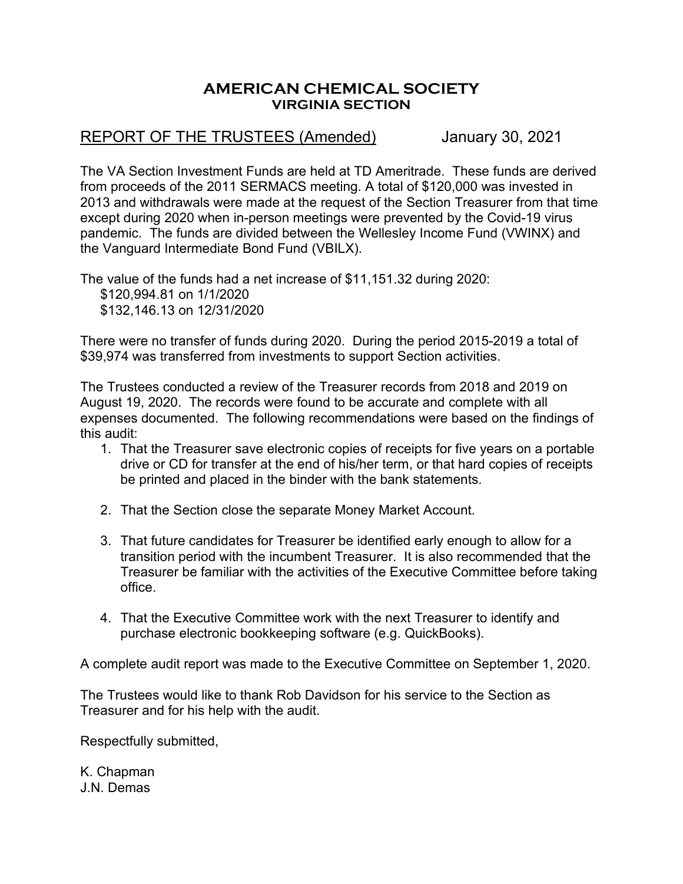# AMERICAN CHEMICAL SOCIETY
## VIRGINIA SECTION

REPORT OF THE TRUSTEES (Amended) January 30, 2021

The VA Section Investment Funds are held at TD Ameritrade. These funds are derived from proceeds of the 2011 SERMACS meeting. A total of $120,000 was invested in 2013 and withdrawals were made at the request of the Section Treasurer from that time except during 2020 when in-person meetings were prevented by the Covid-19 virus pandemic. The funds are divided between the Wellesley Income Fund (VWINX) and the Vanguard Intermediate Bond Fund (VBILX).

The value of the funds had a net increase of $11,151.32 during 2020:
$120,994.81 on 1/1/2020
$132,146.13 on 12/31/2020

There were no transfer of funds during 2020. During the period 2015-2019 a total of $39,974 was transferred from investments to support Section activities.

The Trustees conducted a review of the Treasurer records from 2018 and 2019 on August 19, 2020. The records were found to be accurate and complete with all expenses documented. The following recommendations were based on the findings of this audit:

1. That the Treasurer save electronic copies of receipts for five years on a portable drive or CD for transfer at the end of his/her term, or that hard copies of receipts be printed and placed in the binder with the bank statements.

2. That the Section close the separate Money Market Account.

3. That future candidates for Treasurer be identified early enough to allow for a transition period with the incumbent Treasurer. It is also recommended that the Treasurer be familiar with the activities of the Executive Committee before taking office.

4. That the Executive Committee work with the next Treasurer to identify and purchase electronic bookkeeping software (e.g. QuickBooks).

A complete audit report was made to the Executive Committee on September 1, 2020.

The Trustees would like to thank Rob Davidson for his service to the Section as Treasurer and for his help with the audit.

Respectfully submitted,

K. Chapman
J.N. Demas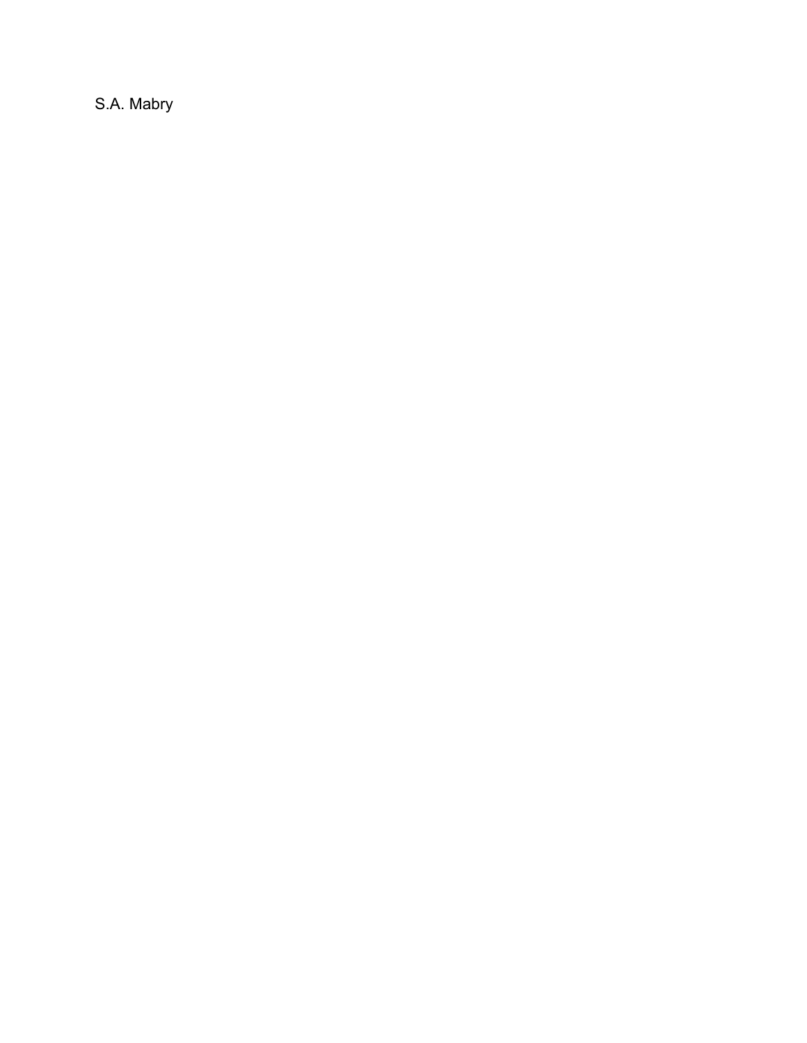S.A. Mabry